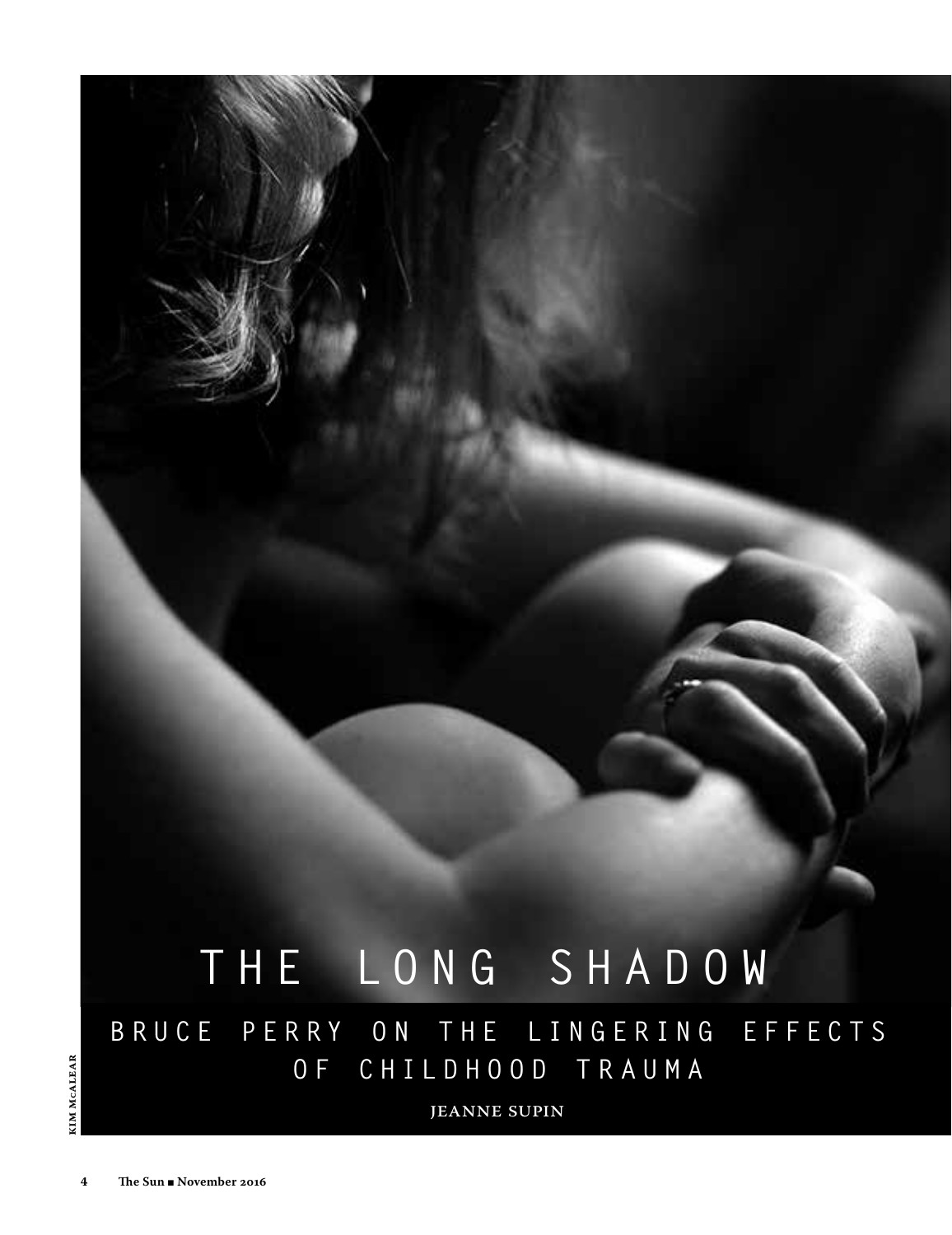# THE LONG SHADOW

## BRUCE PERRY ON THE LINGERING EFFECTS OF CHILDHOOD TRAUMA

JEANNE SUPIN

KIM McALEAR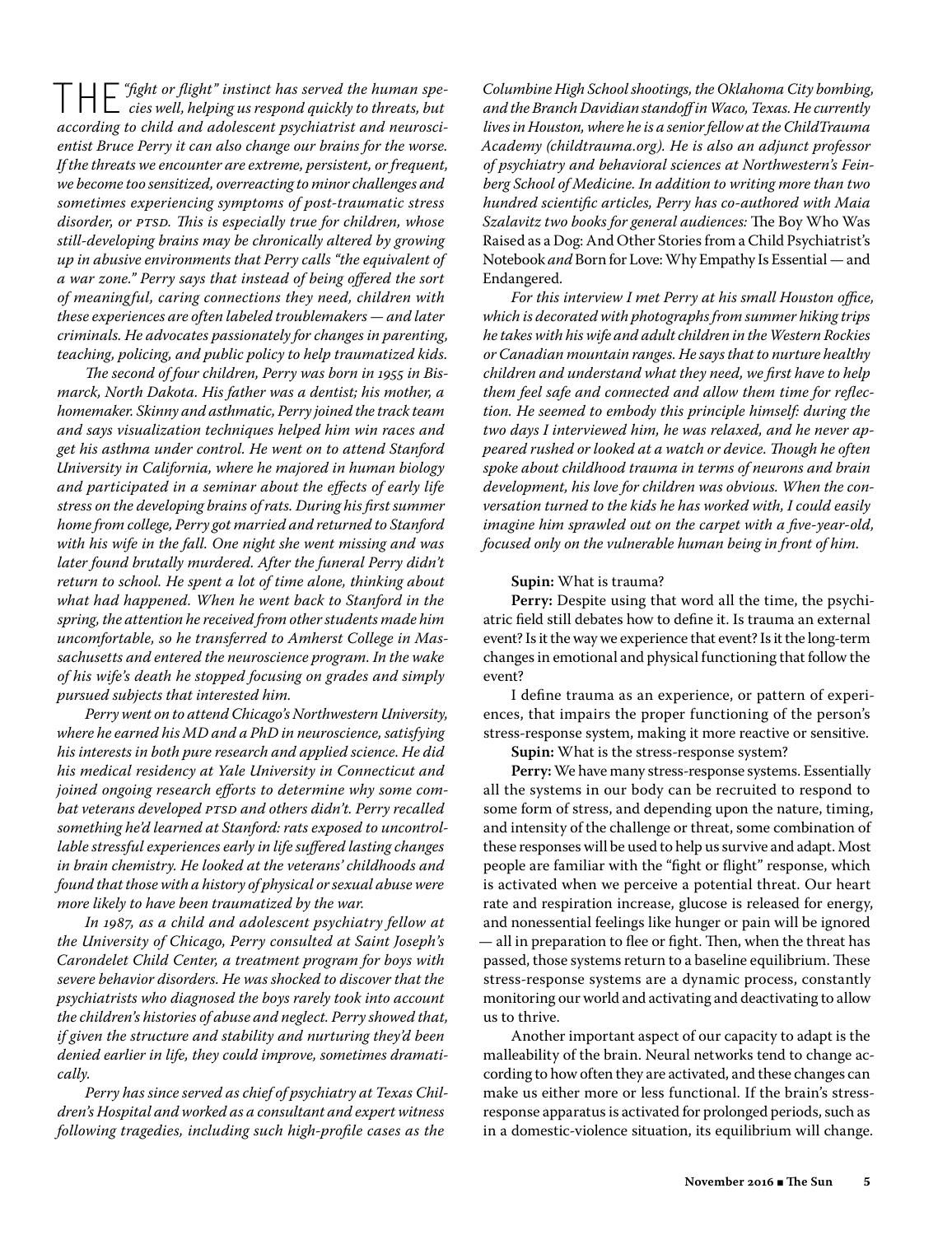*THE "fight or flight" instinct has served the human species well, helping us respond quickly to threats, but according to child and adolescent psychiatrist and neuroscientist Bruce Perry it can also change our brains for the worse. If the threats we encounter are extreme, persistent, or frequent, we become too sensitized, overreacting to minor challenges and sometimes experiencing symptoms of post-traumatic stress disorder, or PTSD. This is especially true for children, whose still-developing brains may be chronically altered by growing up in abusive environments that Perry calls "the equivalent of a war zone." Perry says that instead of being offered the sort of meaningful, caring connections they need, children with these experiences are often labeled troublemakers — and later criminals. He advocates passionately for changes in parenting, teaching, policing, and public policy to help traumatized kids.*

*The second of four children, Perry was born in 1955 in Bismarck, North Dakota. His father was a dentist; his mother, a homemaker. Skinny and asthmatic, Perry joined the track team and says visualization techniques helped him win races and get his asthma under control. He went on to attend Stanford University in California, where he majored in human biology and participated in a seminar about the effects of early life stress on the developing brains of rats. During his first summer home from college, Perry got married and returned to Stanford with his wife in the fall. One night she went missing and was later found brutally murdered. After the funeral Perry didn't return to school. He spent a lot of time alone, thinking about what had happened. When he went back to Stanford in the spring, the attention he received from other students made him uncomfortable, so he transferred to Amherst College in Massachusetts and entered the neuroscience program. In the wake of his wife's death he stopped focusing on grades and simply pursued subjects that interested him.*

*Perry went on to attend Chicago's Northwestern University, where he earned his MD and a PhD in neuroscience, satisfying his interests in both pure research and applied science. He did his medical residency at Yale University in Connecticut and joined ongoing research efforts to determine why some combat veterans developed PTSD and others didn't. Perry recalled something he'd learned at Stanford: rats exposed to uncontrollable stressful experiences early in life suffered lasting changes in brain chemistry. He looked at the veterans' childhoods and found that those with a history of physical or sexual abuse were more likely to have been traumatized by the war.*

*In 1987, as a child and adolescent psychiatry fellow at the University of Chicago, Perry consulted at Saint Joseph's Carondelet Child Center, a treatment program for boys with severe behavior disorders. He was shocked to discover that the psychiatrists who diagnosed the boys rarely took into account the children's histories of abuse and neglect. Perry showed that, if given the structure and stability and nurturing they'd been denied earlier in life, they could improve, sometimes dramatically.*

*Perry has since served as chief of psychiatry at Texas Children's Hospital and worked as a consultant and expert witness following tragedies, including such high-profile cases as the Columbine High School shootings, the Oklahoma City bombing, and the Branch Davidian standoff in Waco, Texas. He currently lives in Houston, where he is a senior fellow at the ChildTrauma Academy (childtrauma.org). He is also an adjunct professor of psychiatry and behavioral sciences at Northwestern's Feinberg School of Medicine. In addition to writing more than two hundred scientific articles, Perry has co-authored with Maia Szalavitz two books for general audiences:* The Boy Who Was Raised as a Dog: And Other Stories from a Child Psychiatrist's Notebook *and* Born for Love: Why Empathy Is Essential — and Endangered.

*For this interview I met Perry at his small Houston office, which is decorated with photographs from summer hiking trips he takes with his wife and adult children in the Western Rockies or Canadian mountain ranges. He says that to nurture healthy children and understand what they need, we first have to help them feel safe and connected and allow them time for reflection. He seemed to embody this principle himself: during the two days I interviewed him, he was relaxed, and he never appeared rushed or looked at a watch or device. Though he often spoke about childhood trauma in terms of neurons and brain development, his love for children was obvious. When the conversation turned to the kids he has worked with, I could easily imagine him sprawled out on the carpet with a five-year-old, focused only on the vulnerable human being in front of him.*

**Supin:** What is trauma?

**Perry:** Despite using that word all the time, the psychiatric field still debates how to define it. Is trauma an external event? Is it the way we experience that event? Is it the long-term changes in emotional and physical functioning that follow the event?

I define trauma as an experience, or pattern of experiences, that impairs the proper functioning of the person's stress-response system, making it more reactive or sensitive.

**Supin:** What is the stress-response system?

**Perry:** We have many stress-response systems. Essentially all the systems in our body can be recruited to respond to some form of stress, and depending upon the nature, timing, and intensity of the challenge or threat, some combination of these responses will be used to help us survive and adapt. Most people are familiar with the "fight or flight" response, which is activated when we perceive a potential threat. Our heart rate and respiration increase, glucose is released for energy, and nonessential feelings like hunger or pain will be ignored — all in preparation to flee or fight. Then, when the threat has passed, those systems return to a baseline equilibrium. These stress-response systems are a dynamic process, constantly monitoring our world and activating and deactivating to allow us to thrive.

Another important aspect of our capacity to adapt is the malleability of the brain. Neural networks tend to change according to how often they are activated, and these changes can make us either more or less functional. If the brain's stress-response apparatus is activated for prolonged periods, such as in a domestic-violence situation, its equilibrium will change.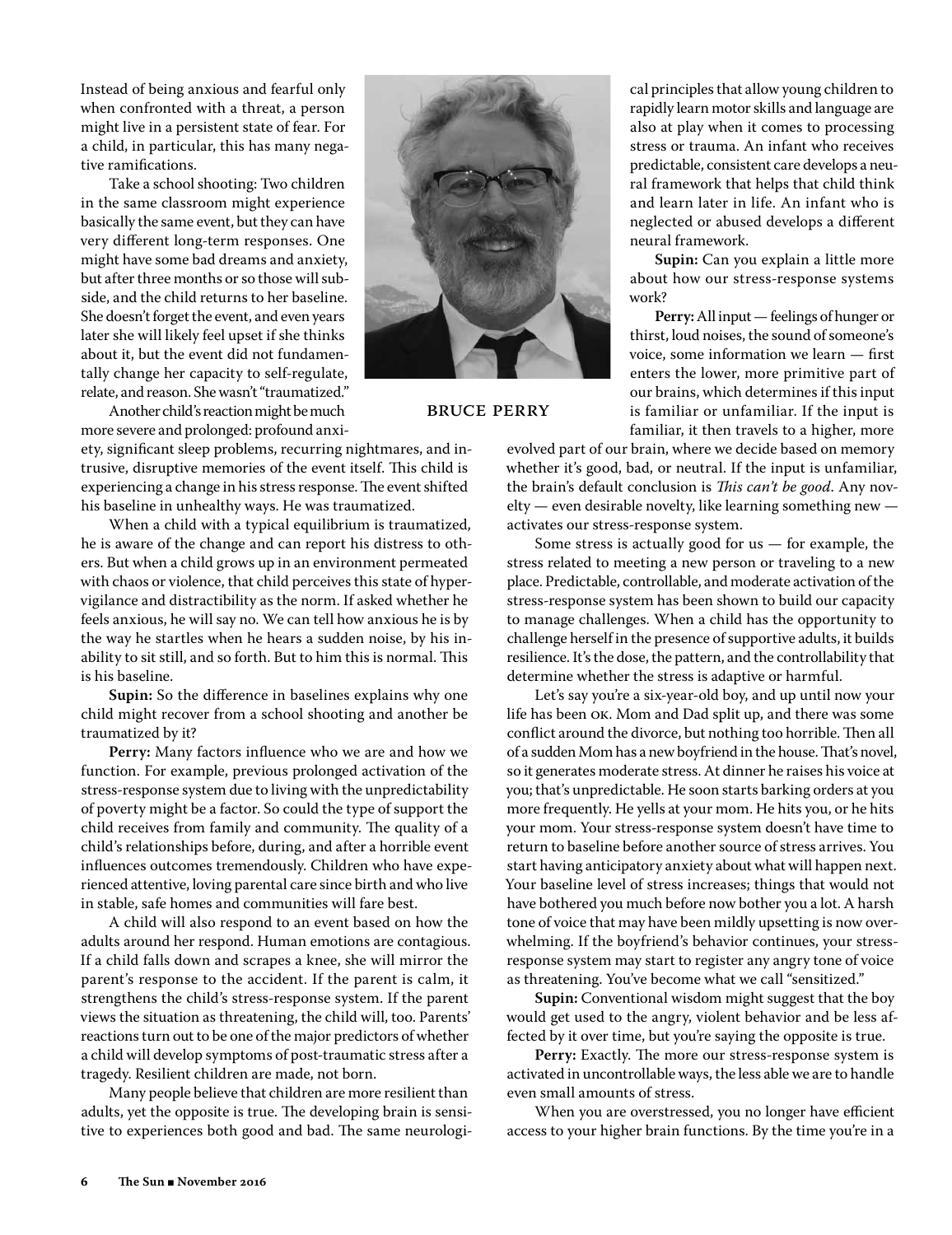Instead of being anxious and fearful only when confronted with a threat, a person might live in a persistent state of fear. For a child, in particular, this has many negative ramifications.

Take a school shooting: Two children in the same classroom might experience basically the same event, but they can have very different long-term responses. One might have some bad dreams and anxiety, but after three months or so those will subside, and the child returns to her baseline. She doesn't forget the event, and even years later she will likely feel upset if she thinks about it, but the event did not fundamentally change her capacity to self-regulate, relate, and reason. She wasn't "traumatized."

Another child's reaction might be much more severe and prolonged: profound anxiety, significant sleep problems, recurring nightmares, and intrusive, disruptive memories of the event itself. This child is experiencing a change in his stress response. The event shifted his baseline in unhealthy ways. He was traumatized.

When a child with a typical equilibrium is traumatized, he is aware of the change and can report his distress to others. But when a child grows up in an environment permeated with chaos or violence, that child perceives this state of hypervigilance and distractibility as the norm. If asked whether he feels anxious, he will say no. We can tell how anxious he is by the way he startles when he hears a sudden noise, by his inability to sit still, and so forth. But to him this is normal. This is his baseline.

**Supin:** So the difference in baselines explains why one child might recover from a school shooting and another be traumatized by it?

**Perry:** Many factors influence who we are and how we function. For example, previous prolonged activation of the stress-response system due to living with the unpredictability of poverty might be a factor. So could the type of support the child receives from family and community. The quality of a child's relationships before, during, and after a horrible event influences outcomes tremendously. Children who have experienced attentive, loving parental care since birth and who live in stable, safe homes and communities will fare best.

A child will also respond to an event based on how the adults around her respond. Human emotions are contagious. If a child falls down and scrapes a knee, she will mirror the parent's response to the accident. If the parent is calm, it strengthens the child's stress-response system. If the parent views the situation as threatening, the child will, too. Parents' reactions turn out to be one of the major predictors of whether a child will develop symptoms of post-traumatic stress after a tragedy. Resilient children are made, not born.

Many people believe that children are more resilient than adults, yet the opposite is true. The developing brain is sensitive to experiences both good and bad. The same neurological principles that allow young children to rapidly learn motor skills and language are also at play when it comes to processing stress or trauma. An infant who receives predictable, consistent care develops a neural framework that helps that child think and learn later in life. An infant who is neglected or abused develops a different neural framework.

BRUCE PERRY

**Supin:** Can you explain a little more about how our stress-response systems work?

**Perry:** All input — feelings of hunger or thirst, loud noises, the sound of someone's voice, some information we learn — first enters the lower, more primitive part of our brains, which determines if this input is familiar or unfamiliar. If the input is familiar, it then travels to a higher, more evolved part of our brain, where we decide based on memory whether it's good, bad, or neutral. If the input is unfamiliar, the brain's default conclusion is *This can't be good*. Any novelty — even desirable novelty, like learning something new — activates our stress-response system.

Some stress is actually good for us — for example, the stress related to meeting a new person or traveling to a new place. Predictable, controllable, and moderate activation of the stress-response system has been shown to build our capacity to manage challenges. When a child has the opportunity to challenge herself in the presence of supportive adults, it builds resilience. It's the dose, the pattern, and the controllability that determine whether the stress is adaptive or harmful.

Let's say you're a six-year-old boy, and up until now your life has been OK. Mom and Dad split up, and there was some conflict around the divorce, but nothing too horrible. Then all of a sudden Mom has a new boyfriend in the house. That's novel, so it generates moderate stress. At dinner he raises his voice at you; that's unpredictable. He soon starts barking orders at you more frequently. He yells at your mom. He hits you, or he hits your mom. Your stress-response system doesn't have time to return to baseline before another source of stress arrives. You start having anticipatory anxiety about what will happen next. Your baseline level of stress increases; things that would not have bothered you much before now bother you a lot. A harsh tone of voice that may have been mildly upsetting is now overwhelming. If the boyfriend's behavior continues, your stress-response system may start to register any angry tone of voice as threatening. You've become what we call "sensitized."

**Supin:** Conventional wisdom might suggest that the boy would get used to the angry, violent behavior and be less affected by it over time, but you're saying the opposite is true.

**Perry:** Exactly. The more our stress-response system is activated in uncontrollable ways, the less able we are to handle even small amounts of stress.

When you are overstressed, you no longer have efficient access to your higher brain functions. By the time you're in a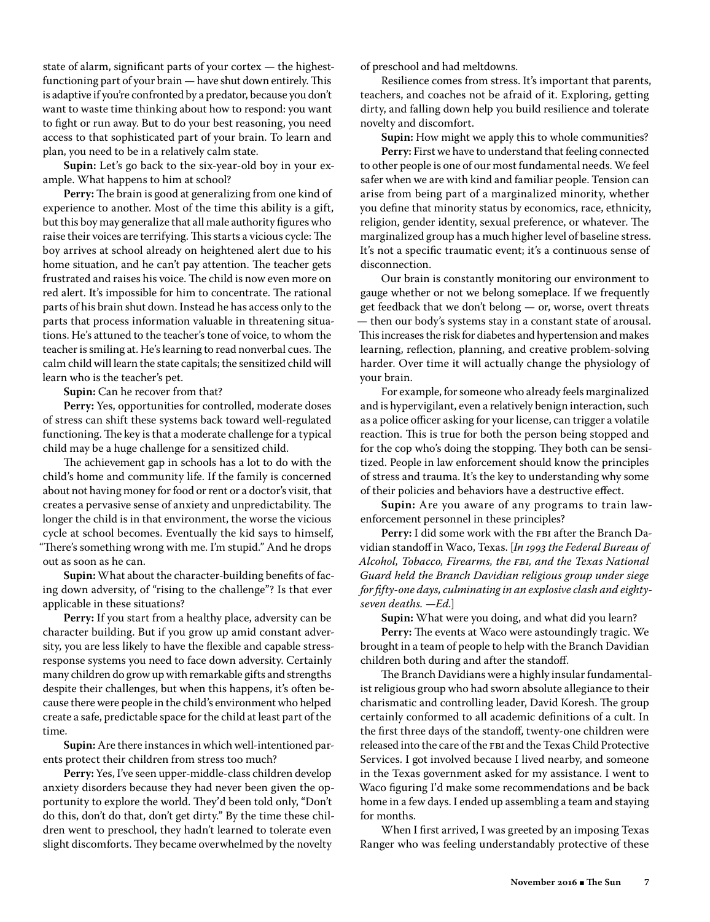state of alarm, significant parts of your cortex — the highest-functioning part of your brain — have shut down entirely. This is adaptive if you're confronted by a predator, because you don't want to waste time thinking about how to respond: you want to fight or run away. But to do your best reasoning, you need access to that sophisticated part of your brain. To learn and plan, you need to be in a relatively calm state.

**Supin:** Let's go back to the six-year-old boy in your example. What happens to him at school?

**Perry:** The brain is good at generalizing from one kind of experience to another. Most of the time this ability is a gift, but this boy may generalize that all male authority figures who raise their voices are terrifying. This starts a vicious cycle: The boy arrives at school already on heightened alert due to his home situation, and he can't pay attention. The teacher gets frustrated and raises his voice. The child is now even more on red alert. It's impossible for him to concentrate. The rational parts of his brain shut down. Instead he has access only to the parts that process information valuable in threatening situations. He's attuned to the teacher's tone of voice, to whom the teacher is smiling at. He's learning to read nonverbal cues. The calm child will learn the state capitals; the sensitized child will learn who is the teacher's pet.

**Supin:** Can he recover from that?

**Perry:** Yes, opportunities for controlled, moderate doses of stress can shift these systems back toward well-regulated functioning. The key is that a moderate challenge for a typical child may be a huge challenge for a sensitized child.

The achievement gap in schools has a lot to do with the child's home and community life. If the family is concerned about not having money for food or rent or a doctor's visit, that creates a pervasive sense of anxiety and unpredictability. The longer the child is in that environment, the worse the vicious cycle at school becomes. Eventually the kid says to himself, "There's something wrong with me. I'm stupid." And he drops out as soon as he can.

**Supin:** What about the character-building benefits of facing down adversity, of "rising to the challenge"? Is that ever applicable in these situations?

**Perry:** If you start from a healthy place, adversity can be character building. But if you grow up amid constant adversity, you are less likely to have the flexible and capable stress-response systems you need to face down adversity. Certainly many children do grow up with remarkable gifts and strengths despite their challenges, but when this happens, it's often because there were people in the child's environment who helped create a safe, predictable space for the child at least part of the time.

**Supin:** Are there instances in which well-intentioned parents protect their children from stress too much?

**Perry:** Yes, I've seen upper-middle-class children develop anxiety disorders because they had never been given the opportunity to explore the world. They'd been told only, "Don't do this, don't do that, don't get dirty." By the time these children went to preschool, they hadn't learned to tolerate even slight discomforts. They became overwhelmed by the novelty of preschool and had meltdowns.

Resilience comes from stress. It's important that parents, teachers, and coaches not be afraid of it. Exploring, getting dirty, and falling down help you build resilience and tolerate novelty and discomfort.

**Supin:** How might we apply this to whole communities?

**Perry:** First we have to understand that feeling connected to other people is one of our most fundamental needs. We feel safer when we are with kind and familiar people. Tension can arise from being part of a marginalized minority, whether you define that minority status by economics, race, ethnicity, religion, gender identity, sexual preference, or whatever. The marginalized group has a much higher level of baseline stress. It's not a specific traumatic event; it's a continuous sense of disconnection.

Our brain is constantly monitoring our environment to gauge whether or not we belong someplace. If we frequently get feedback that we don't belong — or, worse, overt threats — then our body's systems stay in a constant state of arousal. This increases the risk for diabetes and hypertension and makes learning, reflection, planning, and creative problem-solving harder. Over time it will actually change the physiology of your brain.

For example, for someone who already feels marginalized and is hypervigilant, even a relatively benign interaction, such as a police officer asking for your license, can trigger a volatile reaction. This is true for both the person being stopped and for the cop who's doing the stopping. They both can be sensitized. People in law enforcement should know the principles of stress and trauma. It's the key to understanding why some of their policies and behaviors have a destructive effect.

**Supin:** Are you aware of any programs to train law-enforcement personnel in these principles?

**Perry:** I did some work with the FBI after the Branch Davidian standoff in Waco, Texas. [*In 1993 the Federal Bureau of Alcohol, Tobacco, Firearms, the FBI, and the Texas National Guard held the Branch Davidian religious group under siege for fifty-one days, culminating in an explosive clash and eighty-seven deaths. —Ed.*]

**Supin:** What were you doing, and what did you learn?

**Perry:** The events at Waco were astoundingly tragic. We brought in a team of people to help with the Branch Davidian children both during and after the standoff.

The Branch Davidians were a highly insular fundamentalist religious group who had sworn absolute allegiance to their charismatic and controlling leader, David Koresh. The group certainly conformed to all academic definitions of a cult. In the first three days of the standoff, twenty-one children were released into the care of the FBI and the Texas Child Protective Services. I got involved because I lived nearby, and someone in the Texas government asked for my assistance. I went to Waco figuring I'd make some recommendations and be back home in a few days. I ended up assembling a team and staying for months.

When I first arrived, I was greeted by an imposing Texas Ranger who was feeling understandably protective of these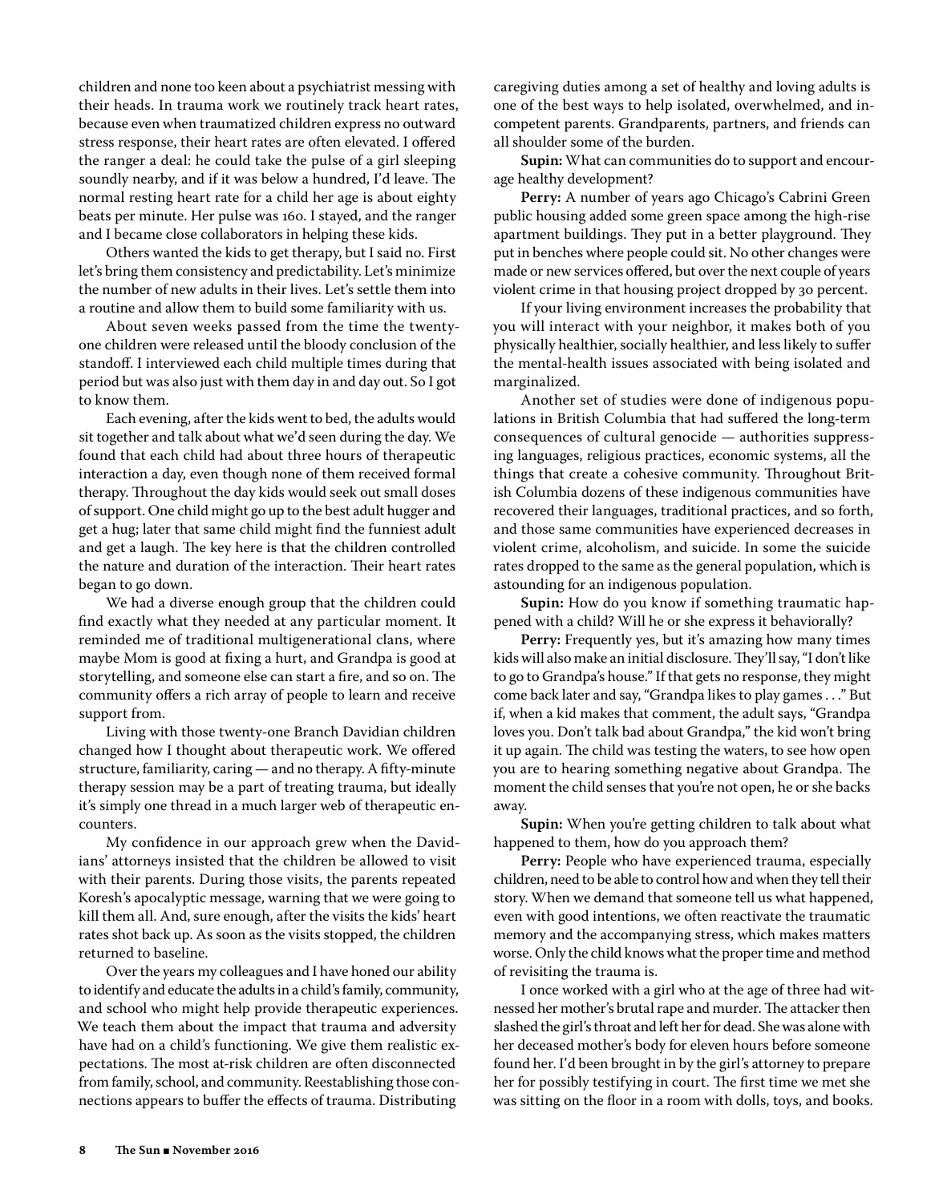children and none too keen about a psychiatrist messing with their heads. In trauma work we routinely track heart rates, because even when traumatized children express no outward stress response, their heart rates are often elevated. I offered the ranger a deal: he could take the pulse of a girl sleeping soundly nearby, and if it was below a hundred, I'd leave. The normal resting heart rate for a child her age is about eighty beats per minute. Her pulse was 160. I stayed, and the ranger and I became close collaborators in helping these kids.

Others wanted the kids to get therapy, but I said no. First let's bring them consistency and predictability. Let's minimize the number of new adults in their lives. Let's settle them into a routine and allow them to build some familiarity with us.

About seven weeks passed from the time the twenty-one children were released until the bloody conclusion of the standoff. I interviewed each child multiple times during that period but was also just with them day in and day out. So I got to know them.

Each evening, after the kids went to bed, the adults would sit together and talk about what we'd seen during the day. We found that each child had about three hours of therapeutic interaction a day, even though none of them received formal therapy. Throughout the day kids would seek out small doses of support. One child might go up to the best adult hugger and get a hug; later that same child might find the funniest adult and get a laugh. The key here is that the children controlled the nature and duration of the interaction. Their heart rates began to go down.

We had a diverse enough group that the children could find exactly what they needed at any particular moment. It reminded me of traditional multigenerational clans, where maybe Mom is good at fixing a hurt, and Grandpa is good at storytelling, and someone else can start a fire, and so on. The community offers a rich array of people to learn and receive support from.

Living with those twenty-one Branch Davidian children changed how I thought about therapeutic work. We offered structure, familiarity, caring — and no therapy. A fifty-minute therapy session may be a part of treating trauma, but ideally it's simply one thread in a much larger web of therapeutic encounters.

My confidence in our approach grew when the Davidians' attorneys insisted that the children be allowed to visit with their parents. During those visits, the parents repeated Koresh's apocalyptic message, warning that we were going to kill them all. And, sure enough, after the visits the kids' heart rates shot back up. As soon as the visits stopped, the children returned to baseline.

Over the years my colleagues and I have honed our ability to identify and educate the adults in a child's family, community, and school who might help provide therapeutic experiences. We teach them about the impact that trauma and adversity have had on a child's functioning. We give them realistic expectations. The most at-risk children are often disconnected from family, school, and community. Reestablishing those connections appears to buffer the effects of trauma. Distributing caregiving duties among a set of healthy and loving adults is one of the best ways to help isolated, overwhelmed, and incompetent parents. Grandparents, partners, and friends can all shoulder some of the burden.

**Supin:** What can communities do to support and encourage healthy development?

**Perry:** A number of years ago Chicago's Cabrini Green public housing added some green space among the high-rise apartment buildings. They put in a better playground. They put in benches where people could sit. No other changes were made or new services offered, but over the next couple of years violent crime in that housing project dropped by 30 percent.

If your living environment increases the probability that you will interact with your neighbor, it makes both of you physically healthier, socially healthier, and less likely to suffer the mental-health issues associated with being isolated and marginalized.

Another set of studies were done of indigenous populations in British Columbia that had suffered the long-term consequences of cultural genocide — authorities suppressing languages, religious practices, economic systems, all the things that create a cohesive community. Throughout British Columbia dozens of these indigenous communities have recovered their languages, traditional practices, and so forth, and those same communities have experienced decreases in violent crime, alcoholism, and suicide. In some the suicide rates dropped to the same as the general population, which is astounding for an indigenous population.

**Supin:** How do you know if something traumatic happened with a child? Will he or she express it behaviorally?

**Perry:** Frequently yes, but it's amazing how many times kids will also make an initial disclosure. They'll say, "I don't like to go to Grandpa's house." If that gets no response, they might come back later and say, "Grandpa likes to play games . . ." But if, when a kid makes that comment, the adult says, "Grandpa loves you. Don't talk bad about Grandpa," the kid won't bring it up again. The child was testing the waters, to see how open you are to hearing something negative about Grandpa. The moment the child senses that you're not open, he or she backs away.

**Supin:** When you're getting children to talk about what happened to them, how do you approach them?

**Perry:** People who have experienced trauma, especially children, need to be able to control how and when they tell their story. When we demand that someone tell us what happened, even with good intentions, we often reactivate the traumatic memory and the accompanying stress, which makes matters worse. Only the child knows what the proper time and method of revisiting the trauma is.

I once worked with a girl who at the age of three had witnessed her mother's brutal rape and murder. The attacker then slashed the girl's throat and left her for dead. She was alone with her deceased mother's body for eleven hours before someone found her. I'd been brought in by the girl's attorney to prepare her for possibly testifying in court. The first time we met she was sitting on the floor in a room with dolls, toys, and books.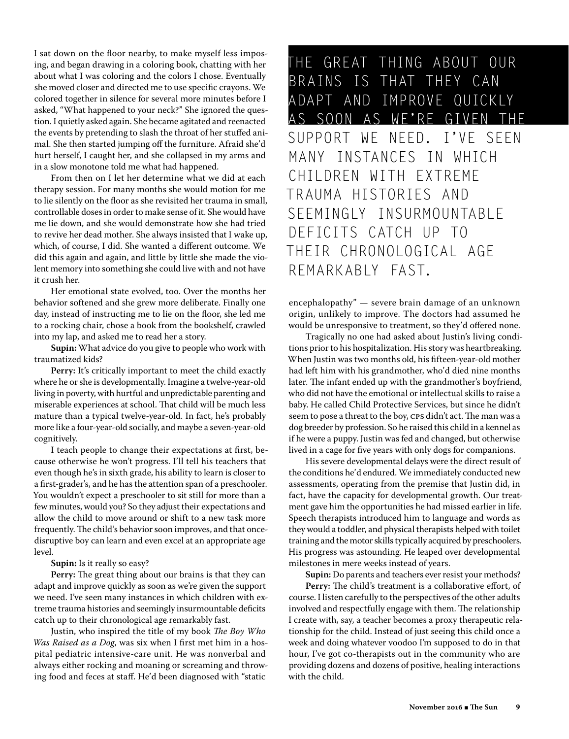I sat down on the floor nearby, to make myself less imposing, and began drawing in a coloring book, chatting with her about what I was coloring and the colors I chose. Eventually she moved closer and directed me to use specific crayons. We colored together in silence for several more minutes before I asked, "What happened to your neck?" She ignored the question. I quietly asked again. She became agitated and reenacted the events by pretending to slash the throat of her stuffed animal. She then started jumping off the furniture. Afraid she'd hurt herself, I caught her, and she collapsed in my arms and in a slow monotone told me what had happened.

From then on I let her determine what we did at each therapy session. For many months she would motion for me to lie silently on the floor as she revisited her trauma in small, controllable doses in order to make sense of it. She would have me lie down, and she would demonstrate how she had tried to revive her dead mother. She always insisted that I wake up, which, of course, I did. She wanted a different outcome. We did this again and again, and little by little she made the violent memory into something she could live with and not have it crush her.

Her emotional state evolved, too. Over the months her behavior softened and she grew more deliberate. Finally one day, instead of instructing me to lie on the floor, she led me to a rocking chair, chose a book from the bookshelf, crawled into my lap, and asked me to read her a story.

**Supin:** What advice do you give to people who work with traumatized kids?

**Perry:** It's critically important to meet the child exactly where he or she is developmentally. Imagine a twelve-year-old living in poverty, with hurtful and unpredictable parenting and miserable experiences at school. That child will be much less mature than a typical twelve-year-old. In fact, he's probably more like a four-year-old socially, and maybe a seven-year-old cognitively.

I teach people to change their expectations at first, because otherwise he won't progress. I'll tell his teachers that even though he's in sixth grade, his ability to learn is closer to a first-grader's, and he has the attention span of a preschooler. You wouldn't expect a preschooler to sit still for more than a few minutes, would you? So they adjust their expectations and allow the child to move around or shift to a new task more frequently. The child's behavior soon improves, and that once-disruptive boy can learn and even excel at an appropriate age level.

**Supin:** Is it really so easy?

**Perry:** The great thing about our brains is that they can adapt and improve quickly as soon as we're given the support we need. I've seen many instances in which children with extreme trauma histories and seemingly insurmountable deficits catch up to their chronological age remarkably fast.

Justin, who inspired the title of my book *The Boy Who Was Raised as a Dog*, was six when I first met him in a hospital pediatric intensive-care unit. He was nonverbal and always either rocking and moaning or screaming and throwing food and feces at staff. He'd been diagnosed with "static encephalopathy" — severe brain damage of an unknown origin, unlikely to improve. The doctors had assumed he would be unresponsive to treatment, so they'd offered none.

Tragically no one had asked about Justin's living conditions prior to his hospitalization. His story was heartbreaking. When Justin was two months old, his fifteen-year-old mother had left him with his grandmother, who'd died nine months later. The infant ended up with the grandmother's boyfriend, who did not have the emotional or intellectual skills to raise a baby. He called Child Protective Services, but since he didn't seem to pose a threat to the boy, CPS didn't act. The man was a dog breeder by profession. So he raised this child in a kennel as if he were a puppy. Justin was fed and changed, but otherwise lived in a cage for five years with only dogs for companions.

His severe developmental delays were the direct result of the conditions he'd endured. We immediately conducted new assessments, operating from the premise that Justin did, in fact, have the capacity for developmental growth. Our treatment gave him the opportunities he had missed earlier in life. Speech therapists introduced him to language and words as they would a toddler, and physical therapists helped with toilet training and the motor skills typically acquired by preschoolers. His progress was astounding. He leaped over developmental milestones in mere weeks instead of years.

**Supin:** Do parents and teachers ever resist your methods?

**Perry:** The child's treatment is a collaborative effort, of course. I listen carefully to the perspectives of the other adults involved and respectfully engage with them. The relationship I create with, say, a teacher becomes a proxy therapeutic relationship for the child. Instead of just seeing this child once a week and doing whatever voodoo I'm supposed to do in that hour, I've got co-therapists out in the community who are providing dozens and dozens of positive, healing interactions with the child.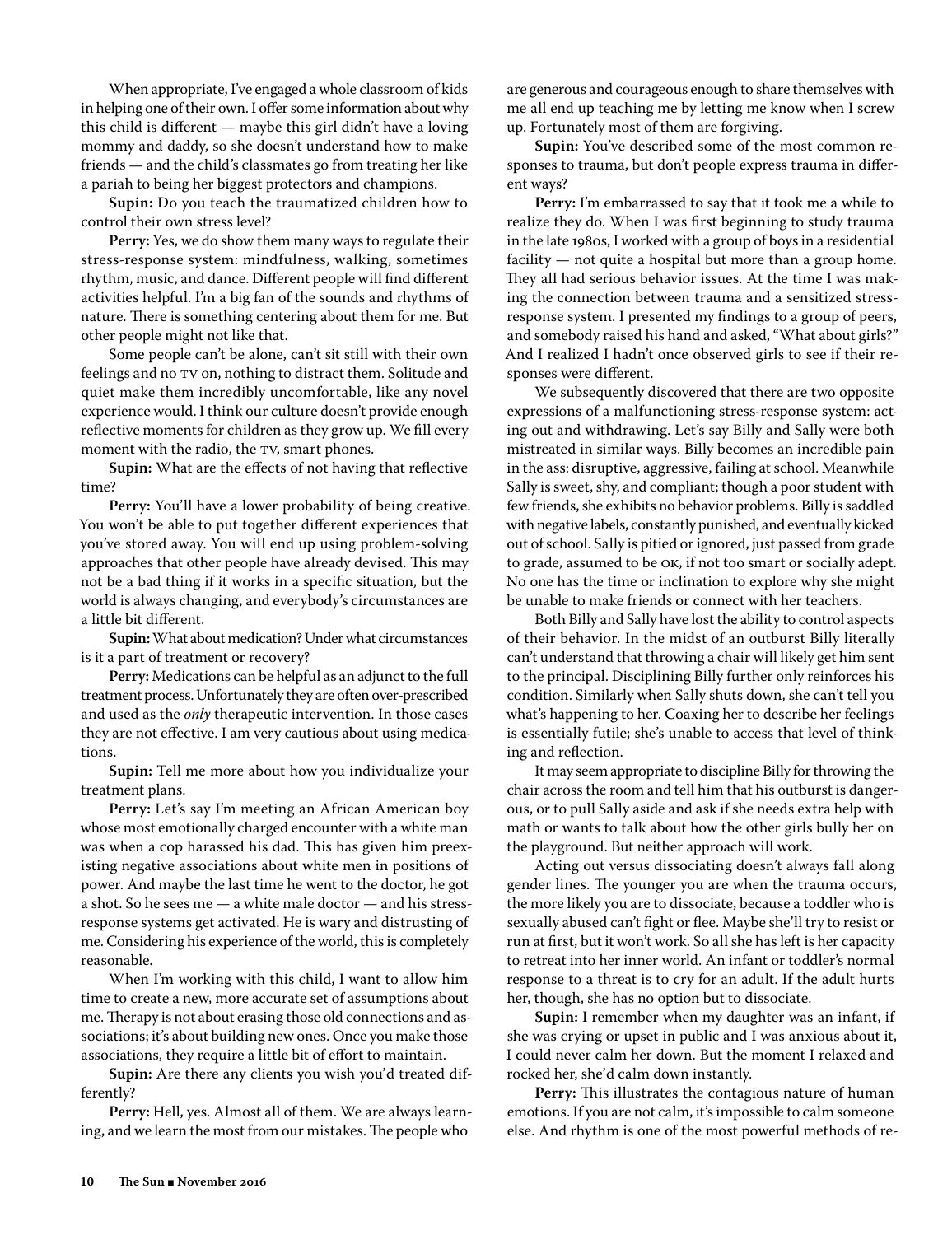When appropriate, I've engaged a whole classroom of kids in helping one of their own. I offer some information about why this child is different — maybe this girl didn't have a loving mommy and daddy, so she doesn't understand how to make friends — and the child's classmates go from treating her like a pariah to being her biggest protectors and champions.

**Supin:** Do you teach the traumatized children how to control their own stress level?

**Perry:** Yes, we do show them many ways to regulate their stress-response system: mindfulness, walking, sometimes rhythm, music, and dance. Different people will find different activities helpful. I'm a big fan of the sounds and rhythms of nature. There is something centering about them for me. But other people might not like that.

Some people can't be alone, can't sit still with their own feelings and no TV on, nothing to distract them. Solitude and quiet make them incredibly uncomfortable, like any novel experience would. I think our culture doesn't provide enough reflective moments for children as they grow up. We fill every moment with the radio, the TV, smart phones.

**Supin:** What are the effects of not having that reflective time?

**Perry:** You'll have a lower probability of being creative. You won't be able to put together different experiences that you've stored away. You will end up using problem-solving approaches that other people have already devised. This may not be a bad thing if it works in a specific situation, but the world is always changing, and everybody's circumstances are a little bit different.

**Supin:** What about medication? Under what circumstances is it a part of treatment or recovery?

**Perry:** Medications can be helpful as an adjunct to the full treatment process. Unfortunately they are often over-prescribed and used as the *only* therapeutic intervention. In those cases they are not effective. I am very cautious about using medications.

**Supin:** Tell me more about how you individualize your treatment plans.

**Perry:** Let's say I'm meeting an African American boy whose most emotionally charged encounter with a white man was when a cop harassed his dad. This has given him preexisting negative associations about white men in positions of power. And maybe the last time he went to the doctor, he got a shot. So he sees me — a white male doctor — and his stress-response systems get activated. He is wary and distrusting of me. Considering his experience of the world, this is completely reasonable.

When I'm working with this child, I want to allow him time to create a new, more accurate set of assumptions about me. Therapy is not about erasing those old connections and associations; it's about building new ones. Once you make those associations, they require a little bit of effort to maintain.

**Supin:** Are there any clients you wish you'd treated differently?

**Perry:** Hell, yes. Almost all of them. We are always learning, and we learn the most from our mistakes. The people who are generous and courageous enough to share themselves with me all end up teaching me by letting me know when I screw up. Fortunately most of them are forgiving.

**Supin:** You've described some of the most common responses to trauma, but don't people express trauma in different ways?

**Perry:** I'm embarrassed to say that it took me a while to realize they do. When I was first beginning to study trauma in the late 1980s, I worked with a group of boys in a residential facility — not quite a hospital but more than a group home. They all had serious behavior issues. At the time I was making the connection between trauma and a sensitized stress-response system. I presented my findings to a group of peers, and somebody raised his hand and asked, "What about girls?" And I realized I hadn't once observed girls to see if their responses were different.

We subsequently discovered that there are two opposite expressions of a malfunctioning stress-response system: acting out and withdrawing. Let's say Billy and Sally were both mistreated in similar ways. Billy becomes an incredible pain in the ass: disruptive, aggressive, failing at school. Meanwhile Sally is sweet, shy, and compliant; though a poor student with few friends, she exhibits no behavior problems. Billy is saddled with negative labels, constantly punished, and eventually kicked out of school. Sally is pitied or ignored, just passed from grade to grade, assumed to be OK, if not too smart or socially adept. No one has the time or inclination to explore why she might be unable to make friends or connect with her teachers.

Both Billy and Sally have lost the ability to control aspects of their behavior. In the midst of an outburst Billy literally can't understand that throwing a chair will likely get him sent to the principal. Disciplining Billy further only reinforces his condition. Similarly when Sally shuts down, she can't tell you what's happening to her. Coaxing her to describe her feelings is essentially futile; she's unable to access that level of thinking and reflection.

It may seem appropriate to discipline Billy for throwing the chair across the room and tell him that his outburst is dangerous, or to pull Sally aside and ask if she needs extra help with math or wants to talk about how the other girls bully her on the playground. But neither approach will work.

Acting out versus dissociating doesn't always fall along gender lines. The younger you are when the trauma occurs, the more likely you are to dissociate, because a toddler who is sexually abused can't fight or flee. Maybe she'll try to resist or run at first, but it won't work. So all she has left is her capacity to retreat into her inner world. An infant or toddler's normal response to a threat is to cry for an adult. If the adult hurts her, though, she has no option but to dissociate.

**Supin:** I remember when my daughter was an infant, if she was crying or upset in public and I was anxious about it, I could never calm her down. But the moment I relaxed and rocked her, she'd calm down instantly.

**Perry:** This illustrates the contagious nature of human emotions. If you are not calm, it's impossible to calm someone else. And rhythm is one of the most powerful methods of re-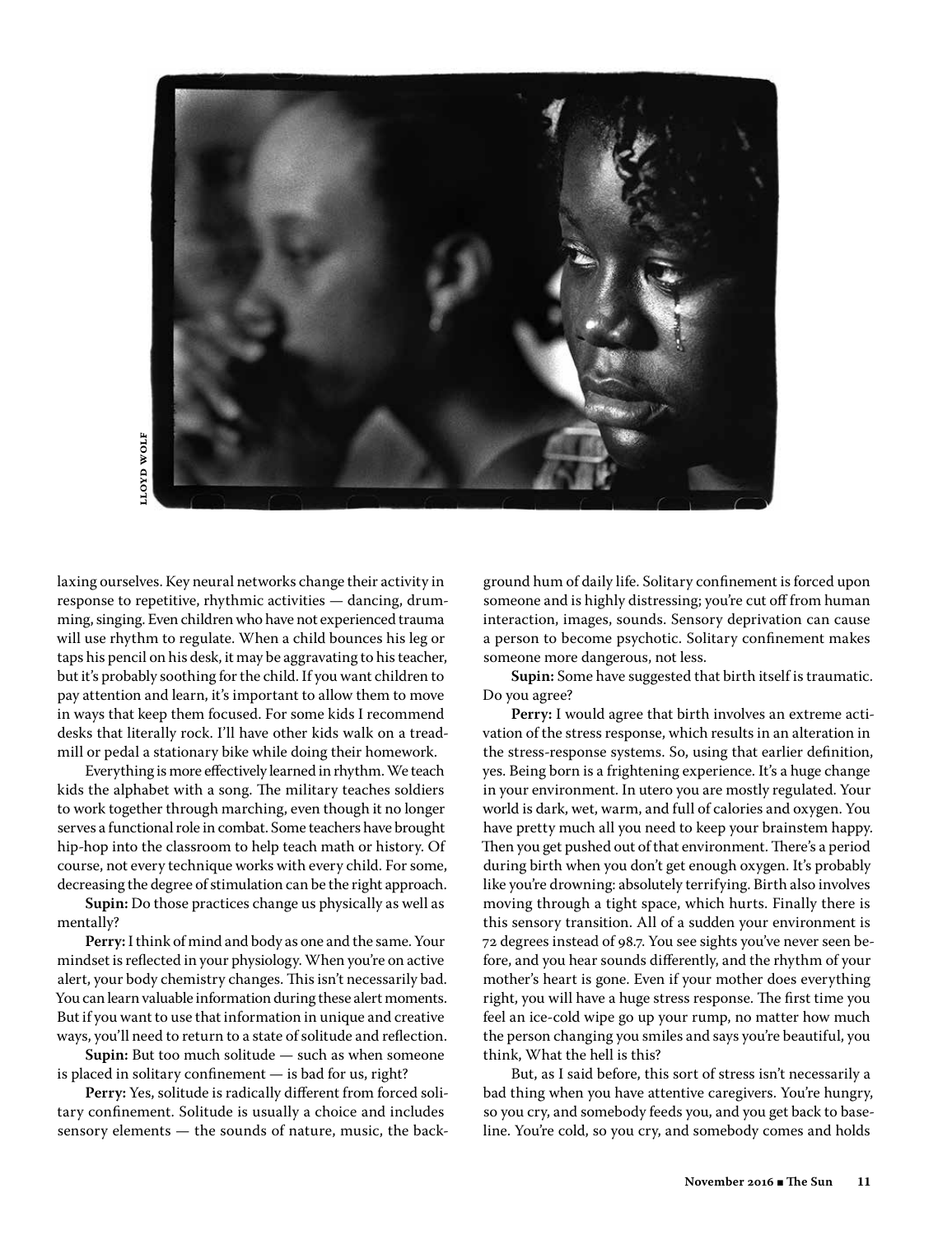LLOYD WOLF

laxing ourselves. Key neural networks change their activity in response to repetitive, rhythmic activities — dancing, drumming, singing. Even children who have not experienced trauma will use rhythm to regulate. When a child bounces his leg or taps his pencil on his desk, it may be aggravating to his teacher, but it's probably soothing for the child. If you want children to pay attention and learn, it's important to allow them to move in ways that keep them focused. For some kids I recommend desks that literally rock. I'll have other kids walk on a treadmill or pedal a stationary bike while doing their homework.

Everything is more effectively learned in rhythm. We teach kids the alphabet with a song. The military teaches soldiers to work together through marching, even though it no longer serves a functional role in combat. Some teachers have brought hip-hop into the classroom to help teach math or history. Of course, not every technique works with every child. For some, decreasing the degree of stimulation can be the right approach.

**Supin:** Do those practices change us physically as well as mentally?

**Perry:** I think of mind and body as one and the same. Your mindset is reflected in your physiology. When you're on active alert, your body chemistry changes. This isn't necessarily bad. You can learn valuable information during these alert moments. But if you want to use that information in unique and creative ways, you'll need to return to a state of solitude and reflection.

**Supin:** But too much solitude — such as when someone is placed in solitary confinement — is bad for us, right?

**Perry:** Yes, solitude is radically different from forced solitary confinement. Solitude is usually a choice and includes sensory elements — the sounds of nature, music, the background hum of daily life. Solitary confinement is forced upon someone and is highly distressing; you're cut off from human interaction, images, sounds. Sensory deprivation can cause a person to become psychotic. Solitary confinement makes someone more dangerous, not less.

**Supin:** Some have suggested that birth itself is traumatic. Do you agree?

**Perry:** I would agree that birth involves an extreme activation of the stress response, which results in an alteration in the stress-response systems. So, using that earlier definition, yes. Being born is a frightening experience. It's a huge change in your environment. In utero you are mostly regulated. Your world is dark, wet, warm, and full of calories and oxygen. You have pretty much all you need to keep your brainstem happy. Then you get pushed out of that environment. There's a period during birth when you don't get enough oxygen. It's probably like you're drowning: absolutely terrifying. Birth also involves moving through a tight space, which hurts. Finally there is this sensory transition. All of a sudden your environment is 72 degrees instead of 98.7. You see sights you've never seen before, and you hear sounds differently, and the rhythm of your mother's heart is gone. Even if your mother does everything right, you will have a huge stress response. The first time you feel an ice-cold wipe go up your rump, no matter how much the person changing you smiles and says you're beautiful, you think, What the hell is this?

But, as I said before, this sort of stress isn't necessarily a bad thing when you have attentive caregivers. You're hungry, so you cry, and somebody feeds you, and you get back to baseline. You're cold, so you cry, and somebody comes and holds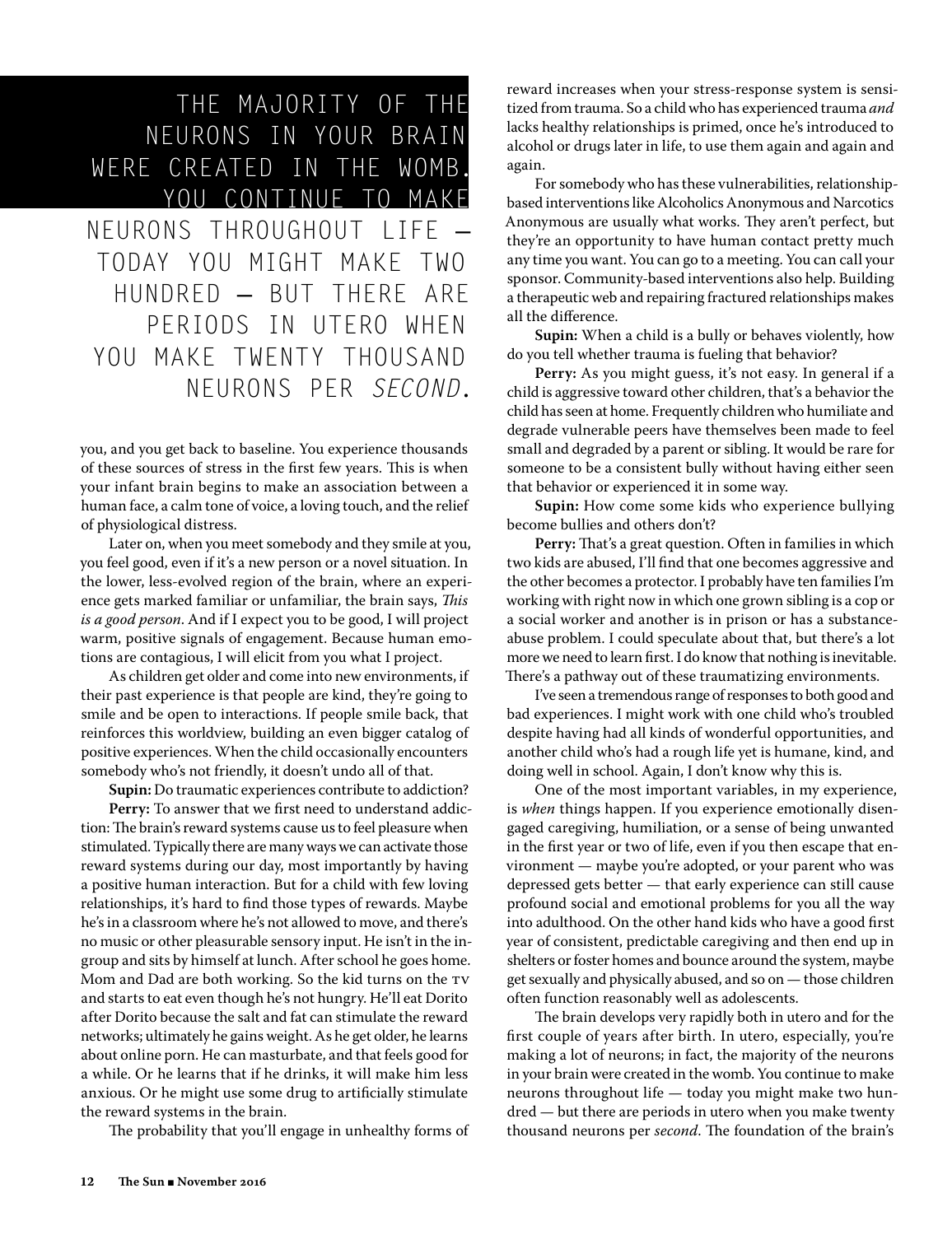> THE MAJORITY OF THE NEURONS IN YOUR BRAIN WERE CREATED IN THE WOMB. YOU CONTINUE TO MAKE NEURONS THROUGHOUT LIFE — TODAY YOU MIGHT MAKE TWO HUNDRED — BUT THERE ARE PERIODS IN UTERO WHEN YOU MAKE TWENTY THOUSAND NEURONS PER *SECOND*.

you, and you get back to baseline. You experience thousands of these sources of stress in the first few years. This is when your infant brain begins to make an association between a human face, a calm tone of voice, a loving touch, and the relief of physiological distress.

Later on, when you meet somebody and they smile at you, you feel good, even if it's a new person or a novel situation. In the lower, less-evolved region of the brain, where an experience gets marked familiar or unfamiliar, the brain says, *This is a good person*. And if I expect you to be good, I will project warm, positive signals of engagement. Because human emotions are contagious, I will elicit from you what I project.

As children get older and come into new environments, if their past experience is that people are kind, they're going to smile and be open to interactions. If people smile back, that reinforces this worldview, building an even bigger catalog of positive experiences. When the child occasionally encounters somebody who's not friendly, it doesn't undo all of that.

**Supin:** Do traumatic experiences contribute to addiction?

**Perry:** To answer that we first need to understand addiction: The brain's reward systems cause us to feel pleasure when stimulated. Typically there are many ways we can activate those reward systems during our day, most importantly by having a positive human interaction. But for a child with few loving relationships, it's hard to find those types of rewards. Maybe he's in a classroom where he's not allowed to move, and there's no music or other pleasurable sensory input. He isn't in the in-group and sits by himself at lunch. After school he goes home. Mom and Dad are both working. So the kid turns on the TV and starts to eat even though he's not hungry. He'll eat Dorito after Dorito because the salt and fat can stimulate the reward networks; ultimately he gains weight. As he get older, he learns about online porn. He can masturbate, and that feels good for a while. Or he learns that if he drinks, it will make him less anxious. Or he might use some drug to artificially stimulate the reward systems in the brain.

The probability that you'll engage in unhealthy forms of reward increases when your stress-response system is sensitized from trauma. So a child who has experienced trauma *and* lacks healthy relationships is primed, once he's introduced to alcohol or drugs later in life, to use them again and again and again.

For somebody who has these vulnerabilities, relationship-based interventions like Alcoholics Anonymous and Narcotics Anonymous are usually what works. They aren't perfect, but they're an opportunity to have human contact pretty much any time you want. You can go to a meeting. You can call your sponsor. Community-based interventions also help. Building a therapeutic web and repairing fractured relationships makes all the difference.

**Supin:** When a child is a bully or behaves violently, how do you tell whether trauma is fueling that behavior?

**Perry:** As you might guess, it's not easy. In general if a child is aggressive toward other children, that's a behavior the child has seen at home. Frequently children who humiliate and degrade vulnerable peers have themselves been made to feel small and degraded by a parent or sibling. It would be rare for someone to be a consistent bully without having either seen that behavior or experienced it in some way.

**Supin:** How come some kids who experience bullying become bullies and others don't?

**Perry:** That's a great question. Often in families in which two kids are abused, I'll find that one becomes aggressive and the other becomes a protector. I probably have ten families I'm working with right now in which one grown sibling is a cop or a social worker and another is in prison or has a substance-abuse problem. I could speculate about that, but there's a lot more we need to learn first. I do know that nothing is inevitable. There's a pathway out of these traumatizing environments.

I've seen a tremendous range of responses to both good and bad experiences. I might work with one child who's troubled despite having had all kinds of wonderful opportunities, and another child who's had a rough life yet is humane, kind, and doing well in school. Again, I don't know why this is.

One of the most important variables, in my experience, is *when* things happen. If you experience emotionally disengaged caregiving, humiliation, or a sense of being unwanted in the first year or two of life, even if you then escape that environment — maybe you're adopted, or your parent who was depressed gets better — that early experience can still cause profound social and emotional problems for you all the way into adulthood. On the other hand kids who have a good first year of consistent, predictable caregiving and then end up in shelters or foster homes and bounce around the system, maybe get sexually and physically abused, and so on — those children often function reasonably well as adolescents.

The brain develops very rapidly both in utero and for the first couple of years after birth. In utero, especially, you're making a lot of neurons; in fact, the majority of the neurons in your brain were created in the womb. You continue to make neurons throughout life — today you might make two hundred — but there are periods in utero when you make twenty thousand neurons per *second*. The foundation of the brain's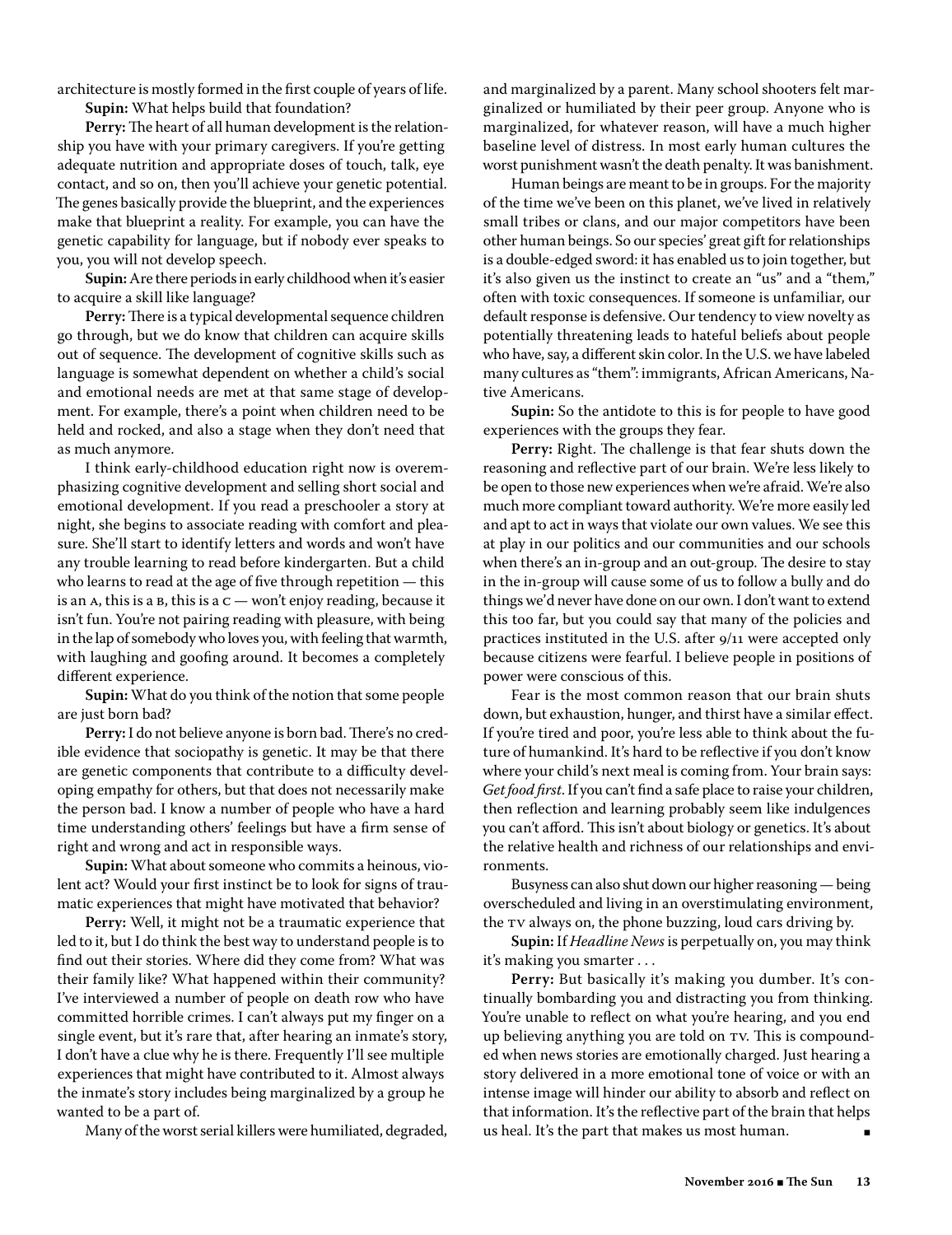architecture is mostly formed in the first couple of years of life.

**Supin:** What helps build that foundation?

**Perry:** The heart of all human development is the relationship you have with your primary caregivers. If you're getting adequate nutrition and appropriate doses of touch, talk, eye contact, and so on, then you'll achieve your genetic potential. The genes basically provide the blueprint, and the experiences make that blueprint a reality. For example, you can have the genetic capability for language, but if nobody ever speaks to you, you will not develop speech.

**Supin:** Are there periods in early childhood when it's easier to acquire a skill like language?

**Perry:** There is a typical developmental sequence children go through, but we do know that children can acquire skills out of sequence. The development of cognitive skills such as language is somewhat dependent on whether a child's social and emotional needs are met at that same stage of development. For example, there's a point when children need to be held and rocked, and also a stage when they don't need that as much anymore.

I think early-childhood education right now is overemphasizing cognitive development and selling short social and emotional development. If you read a preschooler a story at night, she begins to associate reading with comfort and pleasure. She'll start to identify letters and words and won't have any trouble learning to read before kindergarten. But a child who learns to read at the age of five through repetition — this is an A, this is a B, this is a C — won't enjoy reading, because it isn't fun. You're not pairing reading with pleasure, with being in the lap of somebody who loves you, with feeling that warmth, with laughing and goofing around. It becomes a completely different experience.

**Supin:** What do you think of the notion that some people are just born bad?

**Perry:** I do not believe anyone is born bad. There's no credible evidence that sociopathy is genetic. It may be that there are genetic components that contribute to a difficulty developing empathy for others, but that does not necessarily make the person bad. I know a number of people who have a hard time understanding others' feelings but have a firm sense of right and wrong and act in responsible ways.

**Supin:** What about someone who commits a heinous, violent act? Would your first instinct be to look for signs of traumatic experiences that might have motivated that behavior?

**Perry:** Well, it might not be a traumatic experience that led to it, but I do think the best way to understand people is to find out their stories. Where did they come from? What was their family like? What happened within their community? I've interviewed a number of people on death row who have committed horrible crimes. I can't always put my finger on a single event, but it's rare that, after hearing an inmate's story, I don't have a clue why he is there. Frequently I'll see multiple experiences that might have contributed to it. Almost always the inmate's story includes being marginalized by a group he wanted to be a part of.

Many of the worst serial killers were humiliated, degraded, and marginalized by a parent. Many school shooters felt marginalized or humiliated by their peer group. Anyone who is marginalized, for whatever reason, will have a much higher baseline level of distress. In most early human cultures the worst punishment wasn't the death penalty. It was banishment.

Human beings are meant to be in groups. For the majority of the time we've been on this planet, we've lived in relatively small tribes or clans, and our major competitors have been other human beings. So our species' great gift for relationships is a double-edged sword: it has enabled us to join together, but it's also given us the instinct to create an "us" and a "them," often with toxic consequences. If someone is unfamiliar, our default response is defensive. Our tendency to view novelty as potentially threatening leads to hateful beliefs about people who have, say, a different skin color. In the U.S. we have labeled many cultures as "them": immigrants, African Americans, Native Americans.

**Supin:** So the antidote to this is for people to have good experiences with the groups they fear.

**Perry:** Right. The challenge is that fear shuts down the reasoning and reflective part of our brain. We're less likely to be open to those new experiences when we're afraid. We're also much more compliant toward authority. We're more easily led and apt to act in ways that violate our own values. We see this at play in our politics and our communities and our schools when there's an in-group and an out-group. The desire to stay in the in-group will cause some of us to follow a bully and do things we'd never have done on our own. I don't want to extend this too far, but you could say that many of the policies and practices instituted in the U.S. after 9/11 were accepted only because citizens were fearful. I believe people in positions of power were conscious of this.

Fear is the most common reason that our brain shuts down, but exhaustion, hunger, and thirst have a similar effect. If you're tired and poor, you're less able to think about the future of humankind. It's hard to be reflective if you don't know where your child's next meal is coming from. Your brain says: *Get food first.* If you can't find a safe place to raise your children, then reflection and learning probably seem like indulgences you can't afford. This isn't about biology or genetics. It's about the relative health and richness of our relationships and environments.

Busyness can also shut down our higher reasoning — being overscheduled and living in an overstimulating environment, the TV always on, the phone buzzing, loud cars driving by.

**Supin:** If *Headline News* is perpetually on, you may think it's making you smarter . . .

**Perry:** But basically it's making you dumber. It's continually bombarding you and distracting you from thinking. You're unable to reflect on what you're hearing, and you end up believing anything you are told on TV. This is compounded when news stories are emotionally charged. Just hearing a story delivered in a more emotional tone of voice or with an intense image will hinder our ability to absorb and reflect on that information. It's the reflective part of the brain that helps us heal. It's the part that makes us most human. ■